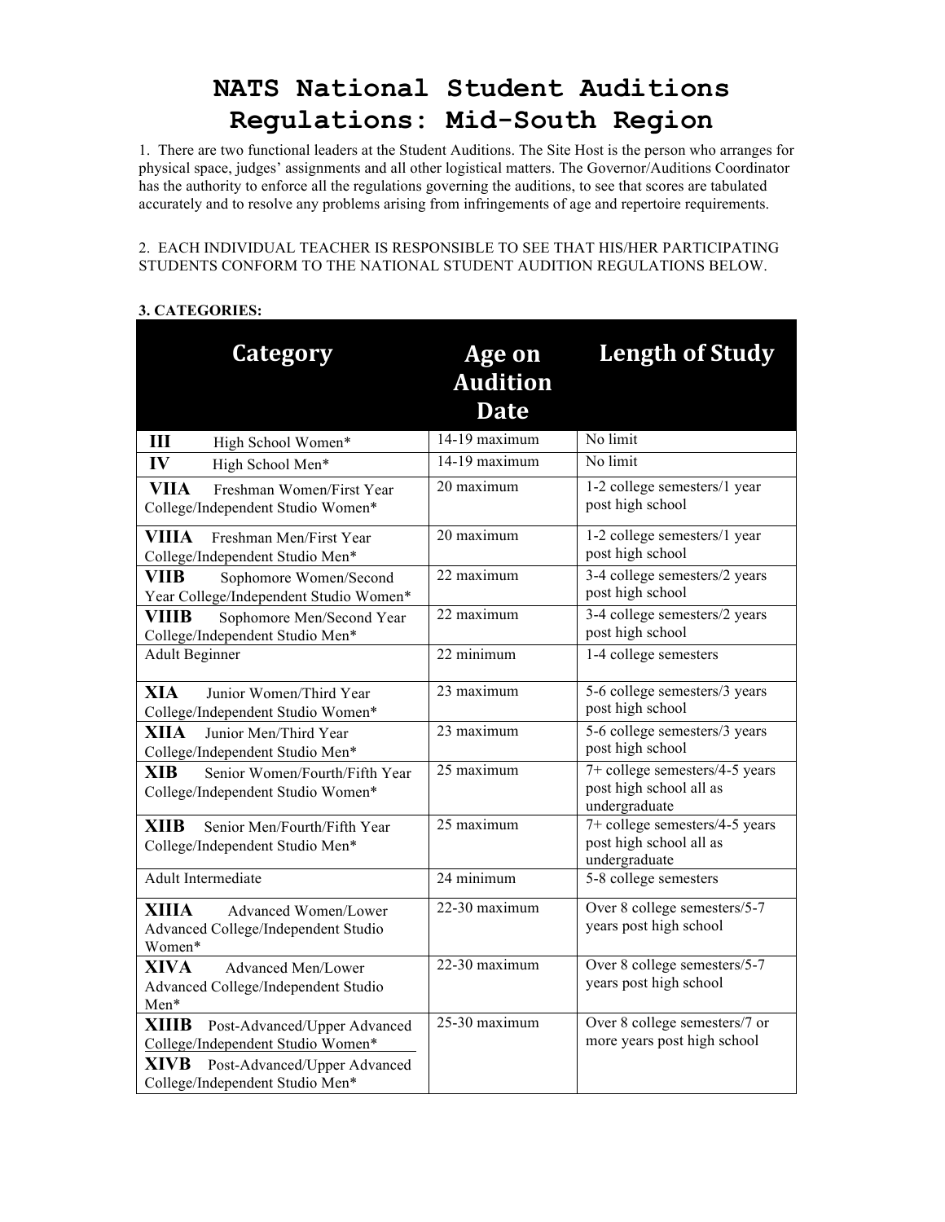# NATS National Student Auditions Regulations: Mid-South Region

1. There are two functional leaders at the Student Auditions. The Site Host is the person who arranges for physical space, judges' assignments and all other logistical matters. The Governor/Auditions Coordinator has the authority to enforce all the regulations governing the auditions, to see that scores are tabulated accurately and to resolve any problems arising from infringements of age and repertoire requirements.

2. EACH INDIVIDUAL TEACHER IS RESPONSIBLE TO SEE THAT HIS/HER PARTICIPATING STUDENTS CONFORM TO THE NATIONAL STUDENT AUDITION REGULATIONS BELOW.

**3. CATEGORIES:**

| Category | Age on Audition Date | Length of Study |
|---|---|---|
| **III** High School Women* | 14-19 maximum | No limit |
| **IV** High School Men* | 14-19 maximum | No limit |
| **VIIA** Freshman Women/First Year College/Independent Studio Women* | 20 maximum | 1-2 college semesters/1 year post high school |
| **VIIIA** Freshman Men/First Year College/Independent Studio Men* | 20 maximum | 1-2 college semesters/1 year post high school |
| **VIIB** Sophomore Women/Second Year College/Independent Studio Women* | 22 maximum | 3-4 college semesters/2 years post high school |
| **VIIIB** Sophomore Men/Second Year College/Independent Studio Men* | 22 maximum | 3-4 college semesters/2 years post high school |
| Adult Beginner | 22 minimum | 1-4 college semesters |
| **XIA** Junior Women/Third Year College/Independent Studio Women* | 23 maximum | 5-6 college semesters/3 years post high school |
| **XIIA** Junior Men/Third Year College/Independent Studio Men* | 23 maximum | 5-6 college semesters/3 years post high school |
| **XIB** Senior Women/Fourth/Fifth Year College/Independent Studio Women* | 25 maximum | 7+ college semesters/4-5 years post high school all as undergraduate |
| **XIIB** Senior Men/Fourth/Fifth Year College/Independent Studio Men* | 25 maximum | 7+ college semesters/4-5 years post high school all as undergraduate |
| Adult Intermediate | 24 minimum | 5-8 college semesters |
| **XIIIA** Advanced Women/Lower Advanced College/Independent Studio Women* | 22-30 maximum | Over 8 college semesters/5-7 years post high school |
| **XIVA** Advanced Men/Lower Advanced College/Independent Studio Men* | 22-30 maximum | Over 8 college semesters/5-7 years post high school |
| **XIIIB** Post-Advanced/Upper Advanced College/Independent Studio Women* <br> **XIVB** Post-Advanced/Upper Advanced College/Independent Studio Men* | 25-30 maximum | Over 8 college semesters/7 or more years post high school |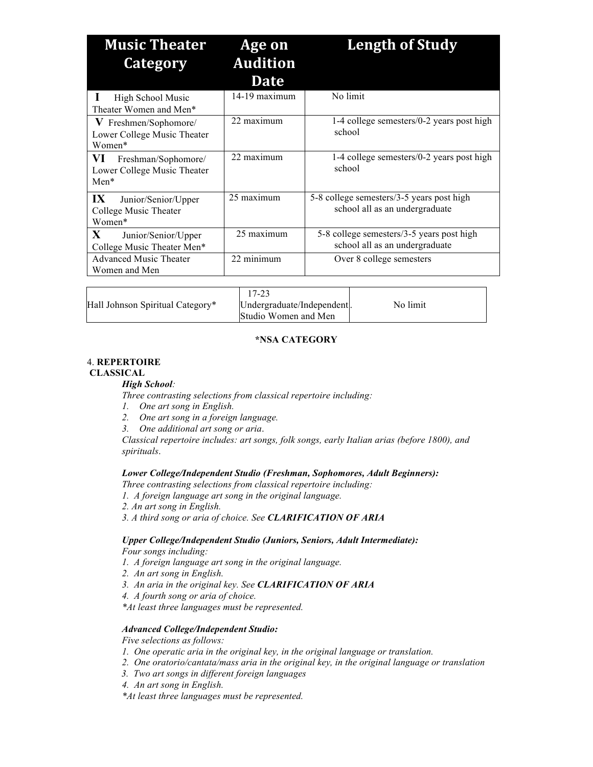| Music Theater Category | Age on Audition Date | Length of Study |
|---|---|---|
| **I** High School Music Theater Women and Men* | 14-19 maximum | No limit |
| **V** Freshmen/Sophomore/ Lower College Music Theater Women* | 22 maximum | 1-4 college semesters/0-2 years post high school |
| **VI** Freshman/Sophomore/ Lower College Music Theater Men* | 22 maximum | 1-4 college semesters/0-2 years post high school |
| **IX** Junior/Senior/Upper College Music Theater Women* | 25 maximum | 5-8 college semesters/3-5 years post high school all as an undergraduate |
| **X** Junior/Senior/Upper College Music Theater Men* | 25 maximum | 5-8 college semesters/3-5 years post high school all as an undergraduate |
| Advanced Music Theater Women and Men | 22 minimum | Over 8 college semesters |

| | | |
|---|---|---|
| Hall Johnson Spiritual Category* | 17-23 Undergraduate/Independent. Studio Women and Men | No limit |

**\*NSA CATEGORY**

4. **REPERTOIRE**

**CLASSICAL**

***High School:***

*Three contrasting selections from classical repertoire including:*

1. *One art song in English.*
2. *One art song in a foreign language.*
3. *One additional art song or aria.*

*Classical repertoire includes: art songs, folk songs, early Italian arias (before 1800), and spirituals.*

***Lower College/Independent Studio (Freshman, Sophomores, Adult Beginners):***

*Three contrasting selections from classical repertoire including:*

1. *A foreign language art song in the original language.*
2. *An art song in English.*
3. *A third song or aria of choice. See **CLARIFICATION OF ARIA***

***Upper College/Independent Studio (Juniors, Seniors, Adult Intermediate):***

*Four songs including:*

1. *A foreign language art song in the original language.*
2. *An art song in English.*
3. *An aria in the original key. See **CLARIFICATION OF ARIA***
4. *A fourth song or aria of choice.*

*\*At least three languages must be represented.*

***Advanced College/Independent Studio:***

*Five selections as follows:*

1. *One operatic aria in the original key, in the original language or translation.*
2. *One oratorio/cantata/mass aria in the original key, in the original language or translation*
3. *Two art songs in different foreign languages*
4. *An art song in English.*

*\*At least three languages must be represented.*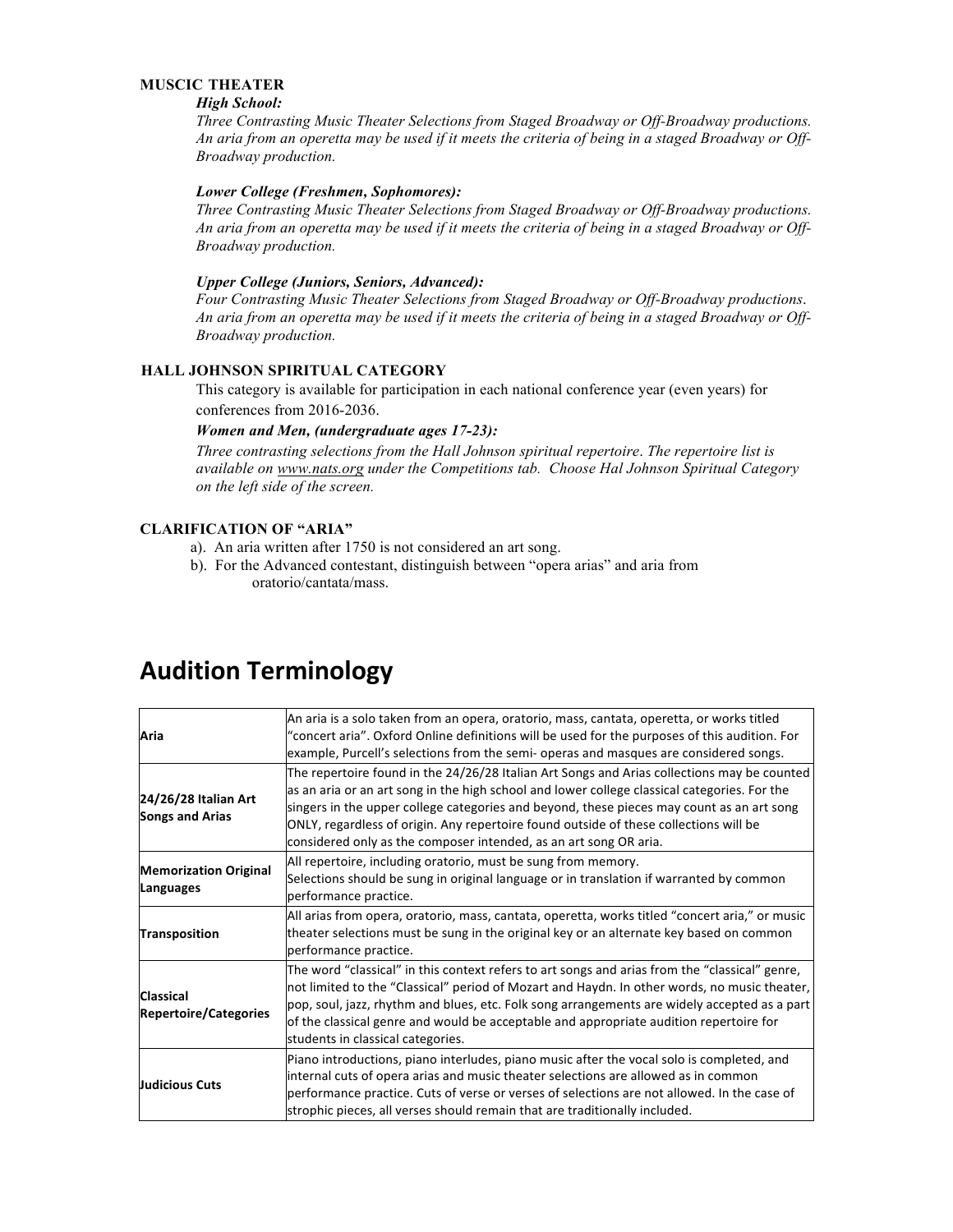**MUSCIC THEATER**

***High School:***

*Three Contrasting Music Theater Selections from Staged Broadway or Off-Broadway productions. An aria from an operetta may be used if it meets the criteria of being in a staged Broadway or Off-Broadway production.*

***Lower College (Freshmen, Sophomores):***

*Three Contrasting Music Theater Selections from Staged Broadway or Off-Broadway productions. An aria from an operetta may be used if it meets the criteria of being in a staged Broadway or Off-Broadway production.*

***Upper College (Juniors, Seniors, Advanced):***

*Four Contrasting Music Theater Selections from Staged Broadway or Off-Broadway productions. An aria from an operetta may be used if it meets the criteria of being in a staged Broadway or Off-Broadway production.*

**HALL JOHNSON SPIRITUAL CATEGORY**

This category is available for participation in each national conference year (even years) for conferences from 2016-2036.

***Women and Men, (undergraduate ages 17-23):***

*Three contrasting selections from the Hall Johnson spiritual repertoire. The repertoire list is available on www.nats.org under the Competitions tab. Choose Hal Johnson Spiritual Category on the left side of the screen.*

**CLARIFICATION OF "ARIA"**

a). An aria written after 1750 is not considered an art song.

b). For the Advanced contestant, distinguish between "opera arias" and aria from oratorio/cantata/mass.

# Audition Terminology

| | |
|---|---|
| **Aria** | An aria is a solo taken from an opera, oratorio, mass, cantata, operetta, or works titled "concert aria". Oxford Online definitions will be used for the purposes of this audition. For example, Purcell's selections from the semi- operas and masques are considered songs. |
| **24/26/28 Italian Art Songs and Arias** | The repertoire found in the 24/26/28 Italian Art Songs and Arias collections may be counted as an aria or an art song in the high school and lower college classical categories. For the singers in the upper college categories and beyond, these pieces may count as an art song ONLY, regardless of origin. Any repertoire found outside of these collections will be considered only as the composer intended, as an art song OR aria. |
| **Memorization Original Languages** | All repertoire, including oratorio, must be sung from memory. Selections should be sung in original language or in translation if warranted by common performance practice. |
| **Transposition** | All arias from opera, oratorio, mass, cantata, operetta, works titled "concert aria," or music theater selections must be sung in the original key or an alternate key based on common performance practice. |
| **Classical Repertoire/Categories** | The word "classical" in this context refers to art songs and arias from the "classical" genre, not limited to the "Classical" period of Mozart and Haydn. In other words, no music theater, pop, soul, jazz, rhythm and blues, etc. Folk song arrangements are widely accepted as a part of the classical genre and would be acceptable and appropriate audition repertoire for students in classical categories. |
| **Judicious Cuts** | Piano introductions, piano interludes, piano music after the vocal solo is completed, and internal cuts of opera arias and music theater selections are allowed as in common performance practice. Cuts of verse or verses of selections are not allowed. In the case of strophic pieces, all verses should remain that are traditionally included. |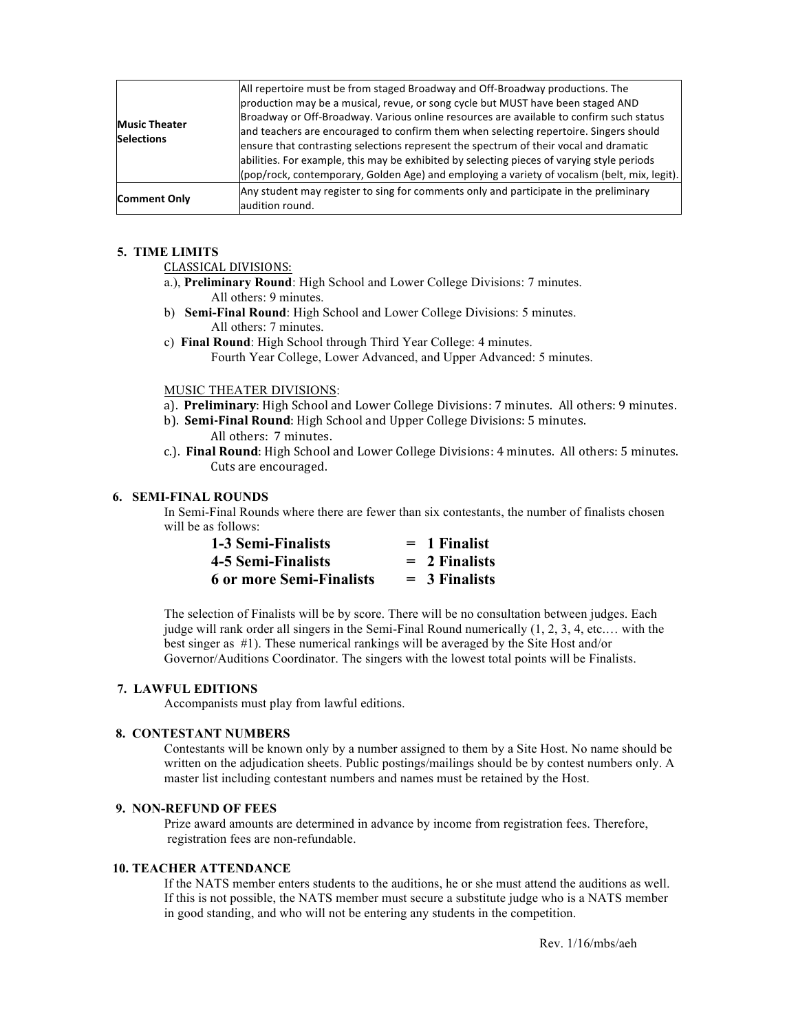| | |
|---|---|
| **Music Theater Selections** | All repertoire must be from staged Broadway and Off-Broadway productions. The production may be a musical, revue, or song cycle but MUST have been staged AND Broadway or Off-Broadway. Various online resources are available to confirm such status and teachers are encouraged to confirm them when selecting repertoire. Singers should ensure that contrasting selections represent the spectrum of their vocal and dramatic abilities. For example, this may be exhibited by selecting pieces of varying style periods (pop/rock, contemporary, Golden Age) and employing a variety of vocalism (belt, mix, legit). |
| **Comment Only** | Any student may register to sing for comments only and participate in the preliminary audition round. |

**5. TIME LIMITS**

CLASSICAL DIVISIONS:

a.), **Preliminary Round**: High School and Lower College Divisions: 7 minutes.
All others: 9 minutes.

b) **Semi-Final Round**: High School and Lower College Divisions: 5 minutes.
All others: 7 minutes.

c) **Final Round**: High School through Third Year College: 4 minutes.
Fourth Year College, Lower Advanced, and Upper Advanced: 5 minutes.

MUSIC THEATER DIVISIONS:

a). **Preliminary**: High School and Lower College Divisions: 7 minutes. All others: 9 minutes.

b). **Semi-Final Round**: High School and Upper College Divisions: 5 minutes.
All others: 7 minutes.

c.). **Final Round**: High School and Lower College Divisions: 4 minutes. All others: 5 minutes.
Cuts are encouraged.

**6. SEMI-FINAL ROUNDS**

In Semi-Final Rounds where there are fewer than six contestants, the number of finalists chosen will be as follows:

**1-3 Semi-Finalists = 1 Finalist**
**4-5 Semi-Finalists = 2 Finalists**
**6 or more Semi-Finalists = 3 Finalists**

The selection of Finalists will be by score. There will be no consultation between judges. Each judge will rank order all singers in the Semi-Final Round numerically (1, 2, 3, 4, etc…. with the best singer as #1). These numerical rankings will be averaged by the Site Host and/or Governor/Auditions Coordinator. The singers with the lowest total points will be Finalists.

**7. LAWFUL EDITIONS**

Accompanists must play from lawful editions.

**8. CONTESTANT NUMBERS**

Contestants will be known only by a number assigned to them by a Site Host. No name should be written on the adjudication sheets. Public postings/mailings should be by contest numbers only. A master list including contestant numbers and names must be retained by the Host.

**9. NON-REFUND OF FEES**

Prize award amounts are determined in advance by income from registration fees. Therefore, registration fees are non-refundable.

**10. TEACHER ATTENDANCE**

If the NATS member enters students to the auditions, he or she must attend the auditions as well. If this is not possible, the NATS member must secure a substitute judge who is a NATS member in good standing, and who will not be entering any students in the competition.

Rev. 1/16/mbs/aeh